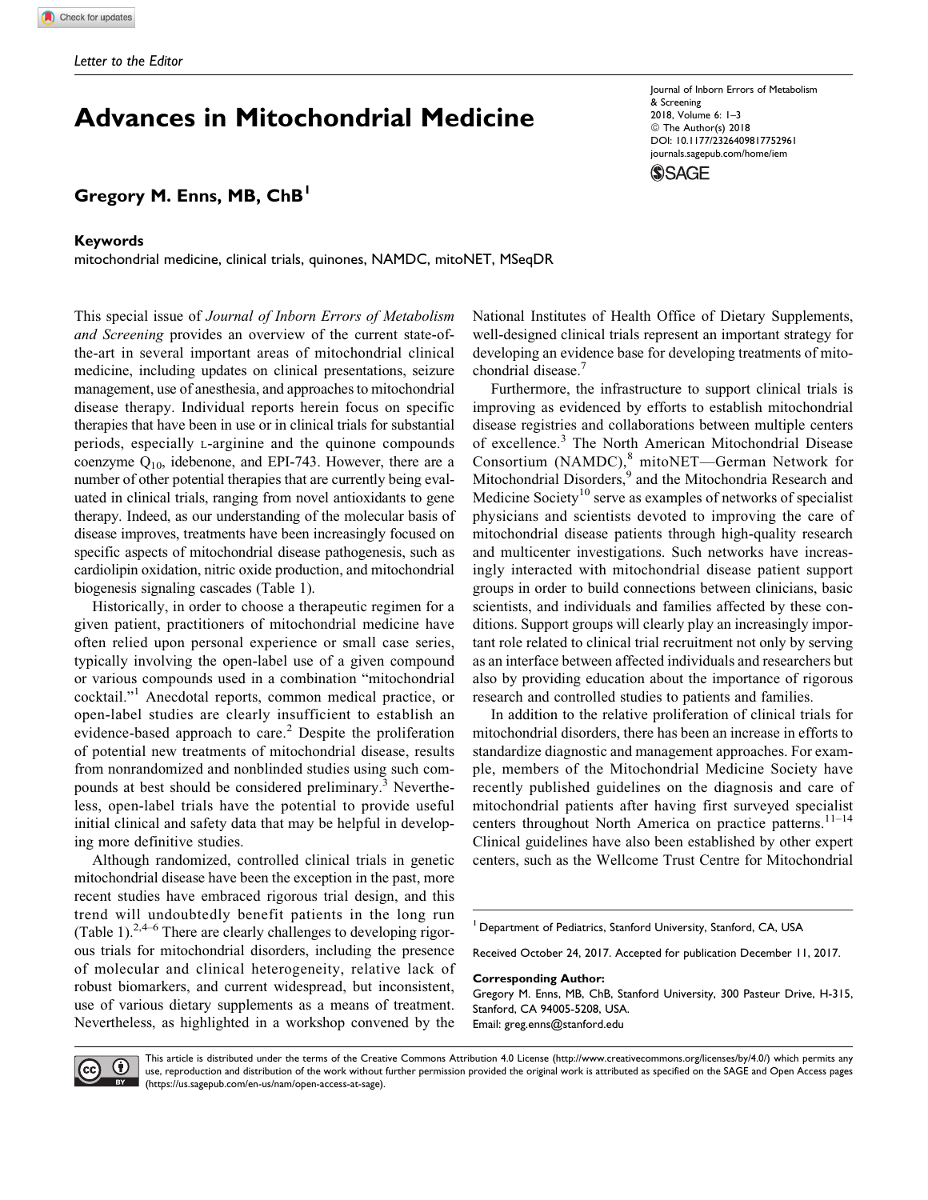*Letter to the Editor*

# Advances in Mitochondrial Medicine

**Gregory M. Enns, MB, ChB**[1]

**Keywords**

mitochondrial medicine, clinical trials, quinones, NAMDC, mitoNET, MSeqDR

This special issue of *Journal of Inborn Errors of Metabolism and Screening* provides an overview of the current state-of-the-art in several important areas of mitochondrial clinical medicine, including updates on clinical presentations, seizure management, use of anesthesia, and approaches to mitochondrial disease therapy. Individual reports herein focus on specific therapies that have been in use or in clinical trials for substantial periods, especially L-arginine and the quinone compounds coenzyme $Q_{10}$, idebenone, and EPI-743. However, there are a number of other potential therapies that are currently being evaluated in clinical trials, ranging from novel antioxidants to gene therapy. Indeed, as our understanding of the molecular basis of disease improves, treatments have been increasingly focused on specific aspects of mitochondrial disease pathogenesis, such as cardiolipin oxidation, nitric oxide production, and mitochondrial biogenesis signaling cascades (Table 1).

Historically, in order to choose a therapeutic regimen for a given patient, practitioners of mitochondrial medicine have often relied upon personal experience or small case series, typically involving the open-label use of a given compound or various compounds used in a combination "mitochondrial cocktail."[1] Anecdotal reports, common medical practice, or open-label studies are clearly insufficient to establish an evidence-based approach to care.[2] Despite the proliferation of potential new treatments of mitochondrial disease, results from nonrandomized and nonblinded studies using such compounds at best should be considered preliminary.[3] Nevertheless, open-label trials have the potential to provide useful initial clinical and safety data that may be helpful in developing more definitive studies.

Although randomized, controlled clinical trials in genetic mitochondrial disease have been the exception in the past, more recent studies have embraced rigorous trial design, and this trend will undoubtedly benefit patients in the long run (Table 1).[2,4–6] There are clearly challenges to developing rigorous trials for mitochondrial disorders, including the presence of molecular and clinical heterogeneity, relative lack of robust biomarkers, and current widespread, but inconsistent, use of various dietary supplements as a means of treatment. Nevertheless, as highlighted in a workshop convened by the National Institutes of Health Office of Dietary Supplements, well-designed clinical trials represent an important strategy for developing an evidence base for developing treatments of mitochondrial disease.[7]

Furthermore, the infrastructure to support clinical trials is improving as evidenced by efforts to establish mitochondrial disease registries and collaborations between multiple centers of excellence.[3] The North American Mitochondrial Disease Consortium (NAMDC),[8] mitoNET—German Network for Mitochondrial Disorders,[9] and the Mitochondria Research and Medicine Society[10] serve as examples of networks of specialist physicians and scientists devoted to improving the care of mitochondrial disease patients through high-quality research and multicenter investigations. Such networks have increasingly interacted with mitochondrial disease patient support groups in order to build connections between clinicians, basic scientists, and individuals and families affected by these conditions. Support groups will clearly play an increasingly important role related to clinical trial recruitment not only by serving as an interface between affected individuals and researchers but also by providing education about the importance of rigorous research and controlled studies to patients and families.

In addition to the relative proliferation of clinical trials for mitochondrial disorders, there has been an increase in efforts to standardize diagnostic and management approaches. For example, members of the Mitochondrial Medicine Society have recently published guidelines on the diagnosis and care of mitochondrial patients after having first surveyed specialist centers throughout North America on practice patterns.[11–14] Clinical guidelines have also been established by other expert centers, such as the Wellcome Trust Centre for Mitochondrial

[1] Department of Pediatrics, Stanford University, Stanford, CA, USA

Received October 24, 2017. Accepted for publication December 11, 2017.

**Corresponding Author:**
Gregory M. Enns, MB, ChB, Stanford University, 300 Pasteur Drive, H-315, Stanford, CA 94005-5208, USA.
Email: greg.enns@stanford.edu

This article is distributed under the terms of the Creative Commons Attribution 4.0 License (http://www.creativecommons.org/licenses/by/4.0/) which permits any use, reproduction and distribution of the work without further permission provided the original work is attributed as specified on the SAGE and Open Access pages (https://us.sagepub.com/en-us/nam/open-access-at-sage).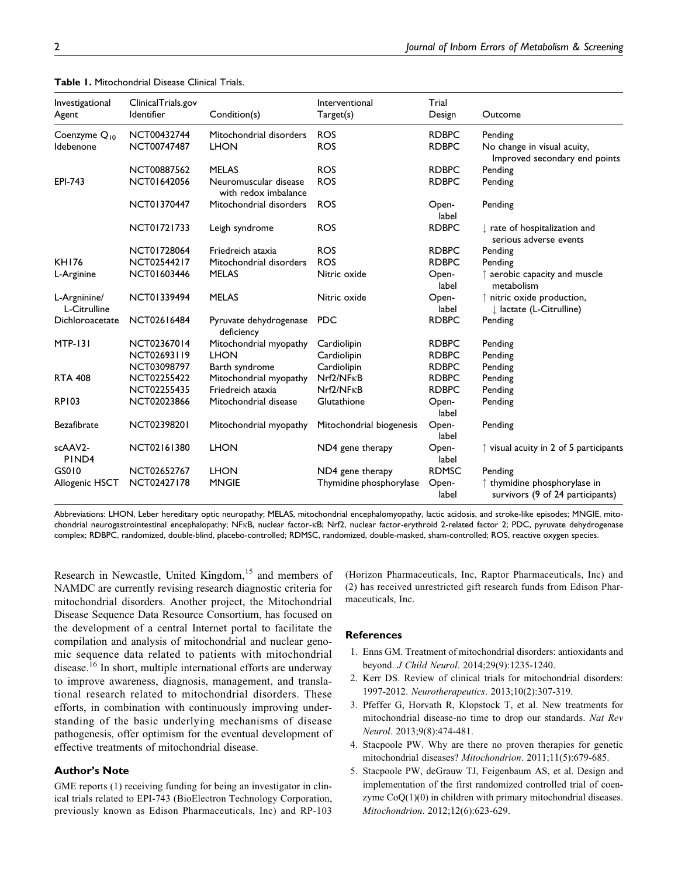**Table 1.** Mitochondrial Disease Clinical Trials.

| Investigational Agent | ClinicalTrials.gov Identifier | Condition(s) | Interventional Target(s) | Trial Design | Outcome |
|---|---|---|---|---|---|
| Coenzyme $Q_{10}$ | NCT00432744 | Mitochondrial disorders | ROS | RDBPC | Pending |
| Idebenone | NCT00747487 | LHON | ROS | RDBPC | No change in visual acuity, Improved secondary end points |
| | NCT00887562 | MELAS | ROS | RDBPC | Pending |
| EPI-743 | NCT01642056 | Neuromuscular disease with redox imbalance | ROS | RDBPC | Pending |
| | NCT01370447 | Mitochondrial disorders | ROS | Open-label | Pending |
| | NCT01721733 | Leigh syndrome | ROS | RDBPC | ↓ rate of hospitalization and serious adverse events |
| | NCT01728064 | Friedreich ataxia | ROS | RDBPC | Pending |
| KH176 | NCT02544217 | Mitochondrial disorders | ROS | RDBPC | Pending |
| L-Arginine | NCT01603446 | MELAS | Nitric oxide | Open-label | ↑ aerobic capacity and muscle metabolism |
| L-Argninine/ L-Citrulline | NCT01339494 | MELAS | Nitric oxide | Open-label | ↑ nitric oxide production, ↓ lactate (L-Citrulline) |
| Dichloroacetate | NCT02616484 | Pyruvate dehydrogenase deficiency | PDC | RDBPC | Pending |
| MTP-131 | NCT02367014 | Mitochondrial myopathy | Cardiolipin | RDBPC | Pending |
| | NCT02693119 | LHON | Cardiolipin | RDBPC | Pending |
| | NCT03098797 | Barth syndrome | Cardiolipin | RDBPC | Pending |
| RTA 408 | NCT02255422 | Mitochondrial myopathy | Nrf2/NFκB | RDBPC | Pending |
| | NCT02255435 | Friedreich ataxia | Nrf2/NFκB | RDBPC | Pending |
| RP103 | NCT02023866 | Mitochondrial disease | Glutathione | Open-label | Pending |
| Bezafibrate | NCT02398201 | Mitochondrial myopathy | Mitochondrial biogenesis | Open-label | Pending |
| scAAV2-P1ND4 | NCT02161380 | LHON | ND4 gene therapy | Open-label | ↑ visual acuity in 2 of 5 participants |
| GS010 | NCT02652767 | LHON | ND4 gene therapy | RDMSC | Pending |
| Allogenic HSCT | NCT02427178 | MNGIE | Thymidine phosphorylase | Open-label | ↑ thymidine phosphorylase in survivors (9 of 24 participants) |

Abbreviations: LHON, Leber hereditary optic neuropathy; MELAS, mitochondrial encephalomyopathy, lactic acidosis, and stroke-like episodes; MNGIE, mitochondrial neurogastrointestinal encephalopathy; NFκB, nuclear factor-κB; Nrf2, nuclear factor-erythroid 2-related factor 2; PDC, pyruvate dehydrogenase complex; RDBPC, randomized, double-blind, placebo-controlled; RDMSC, randomized, double-masked, sham-controlled; ROS, reactive oxygen species.

Research in Newcastle, United Kingdom,[15] and members of NAMDC are currently revising research diagnostic criteria for mitochondrial disorders. Another project, the Mitochondrial Disease Sequence Data Resource Consortium, has focused on the development of a central Internet portal to facilitate the compilation and analysis of mitochondrial and nuclear genomic sequence data related to patients with mitochondrial disease.[16] In short, multiple international efforts are underway to improve awareness, diagnosis, management, and translational research related to mitochondrial disorders. These efforts, in combination with continuously improving understanding of the basic underlying mechanisms of disease pathogenesis, offer optimism for the eventual development of effective treatments of mitochondrial disease.

## Author's Note

GME reports (1) receiving funding for being an investigator in clinical trials related to EPI-743 (BioElectron Technology Corporation, previously known as Edison Pharmaceuticals, Inc) and RP-103 (Horizon Pharmaceuticals, Inc, Raptor Pharmaceuticals, Inc) and (2) has received unrestricted gift research funds from Edison Pharmaceuticals, Inc.

## References

1. Enns GM. Treatment of mitochondrial disorders: antioxidants and beyond. *J Child Neurol*. 2014;29(9):1235-1240.
2. Kerr DS. Review of clinical trials for mitochondrial disorders: 1997-2012. *Neurotherapeutics*. 2013;10(2):307-319.
3. Pfeffer G, Horvath R, Klopstock T, et al. New treatments for mitochondrial disease-no time to drop our standards. *Nat Rev Neurol*. 2013;9(8):474-481.
4. Stacpoole PW. Why are there no proven therapies for genetic mitochondrial diseases? *Mitochondrion*. 2011;11(5):679-685.
5. Stacpoole PW, deGrauw TJ, Feigenbaum AS, et al. Design and implementation of the first randomized controlled trial of coenzyme CoQ(1)(0) in children with primary mitochondrial diseases. *Mitochondrion*. 2012;12(6):623-629.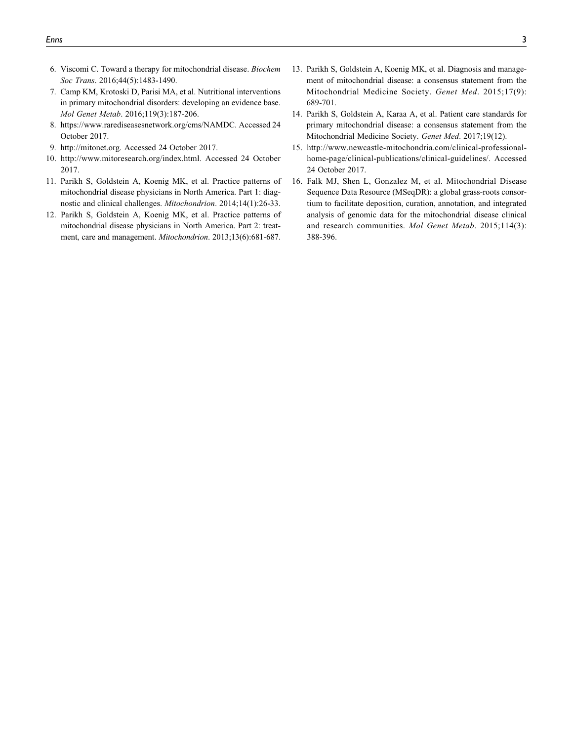6. Viscomi C. Toward a therapy for mitochondrial disease. *Biochem Soc Trans*. 2016;44(5):1483-1490.
7. Camp KM, Krotoski D, Parisi MA, et al. Nutritional interventions in primary mitochondrial disorders: developing an evidence base. *Mol Genet Metab*. 2016;119(3):187-206.
8. https://www.rarediseasesnetwork.org/cms/NAMDC. Accessed 24 October 2017.
9. http://mitonet.org. Accessed 24 October 2017.
10. http://www.mitoresearch.org/index.html. Accessed 24 October 2017.
11. Parikh S, Goldstein A, Koenig MK, et al. Practice patterns of mitochondrial disease physicians in North America. Part 1: diagnostic and clinical challenges. *Mitochondrion*. 2014;14(1):26-33.
12. Parikh S, Goldstein A, Koenig MK, et al. Practice patterns of mitochondrial disease physicians in North America. Part 2: treatment, care and management. *Mitochondrion*. 2013;13(6):681-687.
13. Parikh S, Goldstein A, Koenig MK, et al. Diagnosis and management of mitochondrial disease: a consensus statement from the Mitochondrial Medicine Society. *Genet Med*. 2015;17(9):689-701.
14. Parikh S, Goldstein A, Karaa A, et al. Patient care standards for primary mitochondrial disease: a consensus statement from the Mitochondrial Medicine Society. *Genet Med*. 2017;19(12).
15. http://www.newcastle-mitochondria.com/clinical-professional-home-page/clinical-publications/clinical-guidelines/. Accessed 24 October 2017.
16. Falk MJ, Shen L, Gonzalez M, et al. Mitochondrial Disease Sequence Data Resource (MSeqDR): a global grass-roots consortium to facilitate deposition, curation, annotation, and integrated analysis of genomic data for the mitochondrial disease clinical and research communities. *Mol Genet Metab*. 2015;114(3):388-396.